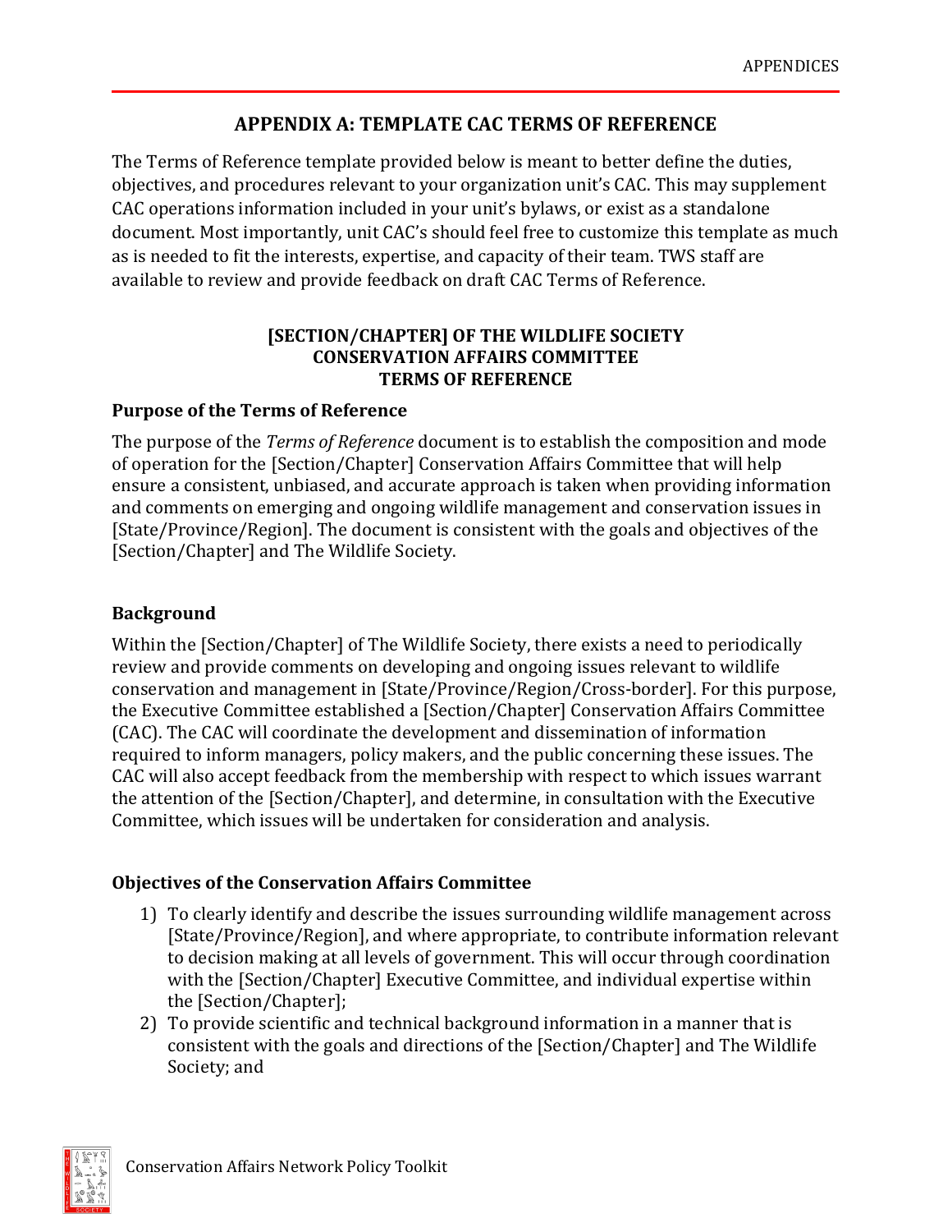## APPENDIX A: TEMPLATE CAC TERMS OF REFERENCE

The Terms of Reference template provided below is meant to better define the duties, objectives, and procedures relevant to your organization unit's CAC. This may supplement CAC operations information included in your unit's bylaws, or exist as a standalone document. Most importantly, unit CAC's should feel free to customize this template as much as is needed to fit the interests, expertise, and capacity of their team. TWS staff are available to review and provide feedback on draft CAC Terms of Reference.

**[SECTION/CHAPTER] OF THE WILDLIFE SOCIETY**
**CONSERVATION AFFAIRS COMMITTEE**
**TERMS OF REFERENCE**

### Purpose of the Terms of Reference

The purpose of the *Terms of Reference* document is to establish the composition and mode of operation for the [Section/Chapter] Conservation Affairs Committee that will help ensure a consistent, unbiased, and accurate approach is taken when providing information and comments on emerging and ongoing wildlife management and conservation issues in [State/Province/Region]. The document is consistent with the goals and objectives of the [Section/Chapter] and The Wildlife Society.

### Background

Within the [Section/Chapter] of The Wildlife Society, there exists a need to periodically review and provide comments on developing and ongoing issues relevant to wildlife conservation and management in [State/Province/Region/Cross-border]. For this purpose, the Executive Committee established a [Section/Chapter] Conservation Affairs Committee (CAC). The CAC will coordinate the development and dissemination of information required to inform managers, policy makers, and the public concerning these issues. The CAC will also accept feedback from the membership with respect to which issues warrant the attention of the [Section/Chapter], and determine, in consultation with the Executive Committee, which issues will be undertaken for consideration and analysis.

### Objectives of the Conservation Affairs Committee

1) To clearly identify and describe the issues surrounding wildlife management across [State/Province/Region], and where appropriate, to contribute information relevant to decision making at all levels of government. This will occur through coordination with the [Section/Chapter] Executive Committee, and individual expertise within the [Section/Chapter];
2) To provide scientific and technical background information in a manner that is consistent with the goals and directions of the [Section/Chapter] and The Wildlife Society; and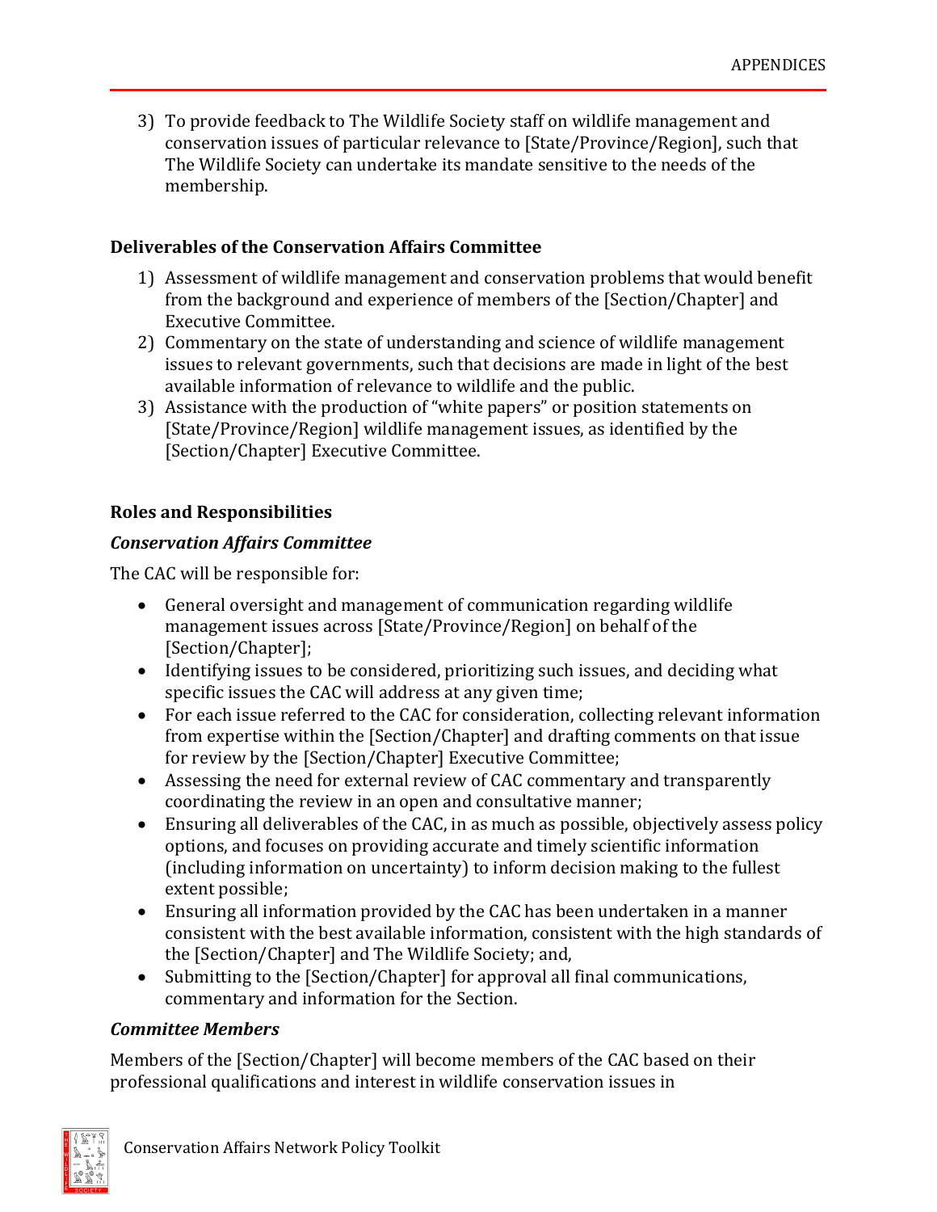3) To provide feedback to The Wildlife Society staff on wildlife management and conservation issues of particular relevance to [State/Province/Region], such that The Wildlife Society can undertake its mandate sensitive to the needs of the membership.

**Deliverables of the Conservation Affairs Committee**

1) Assessment of wildlife management and conservation problems that would benefit from the background and experience of members of the [Section/Chapter] and Executive Committee.
2) Commentary on the state of understanding and science of wildlife management issues to relevant governments, such that decisions are made in light of the best available information of relevance to wildlife and the public.
3) Assistance with the production of "white papers" or position statements on [State/Province/Region] wildlife management issues, as identified by the [Section/Chapter] Executive Committee.

**Roles and Responsibilities**

***Conservation Affairs Committee***

The CAC will be responsible for:

- General oversight and management of communication regarding wildlife management issues across [State/Province/Region] on behalf of the [Section/Chapter];
- Identifying issues to be considered, prioritizing such issues, and deciding what specific issues the CAC will address at any given time;
- For each issue referred to the CAC for consideration, collecting relevant information from expertise within the [Section/Chapter] and drafting comments on that issue for review by the [Section/Chapter] Executive Committee;
- Assessing the need for external review of CAC commentary and transparently coordinating the review in an open and consultative manner;
- Ensuring all deliverables of the CAC, in as much as possible, objectively assess policy options, and focuses on providing accurate and timely scientific information (including information on uncertainty) to inform decision making to the fullest extent possible;
- Ensuring all information provided by the CAC has been undertaken in a manner consistent with the best available information, consistent with the high standards of the [Section/Chapter] and The Wildlife Society; and,
- Submitting to the [Section/Chapter] for approval all final communications, commentary and information for the Section.

***Committee Members***

Members of the [Section/Chapter] will become members of the CAC based on their professional qualifications and interest in wildlife conservation issues in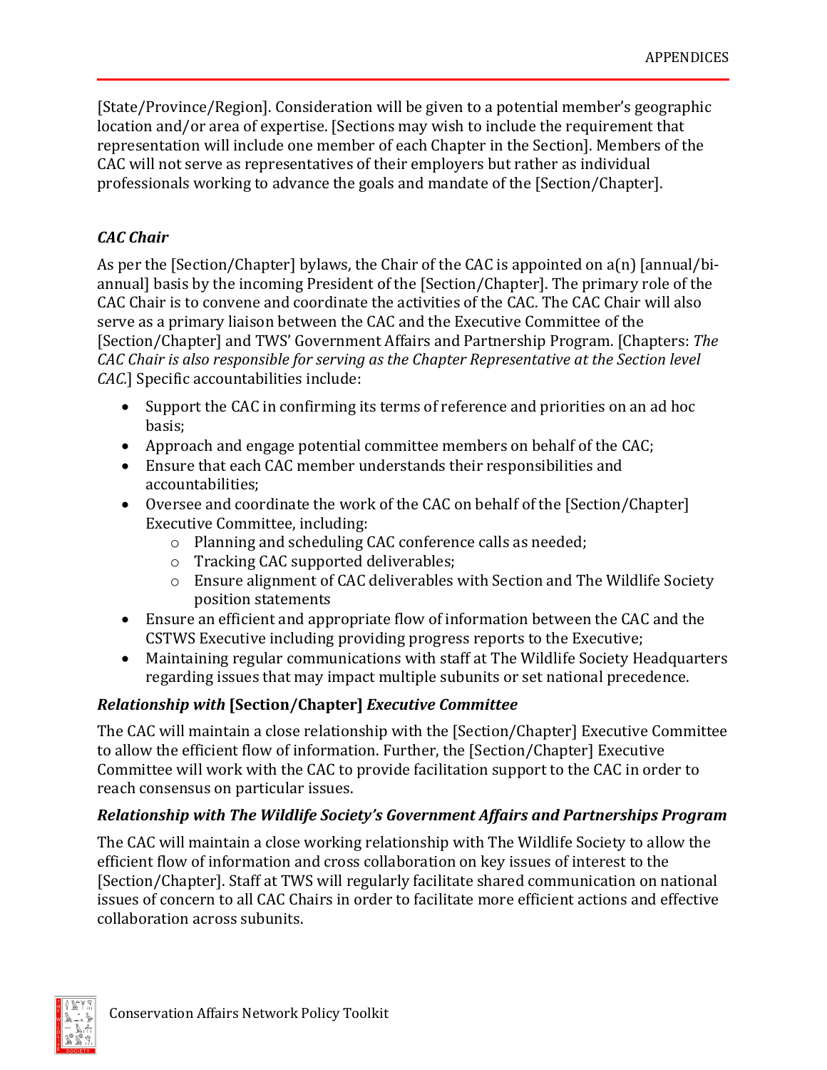[State/Province/Region]. Consideration will be given to a potential member's geographic location and/or area of expertise. [Sections may wish to include the requirement that representation will include one member of each Chapter in the Section]. Members of the CAC will not serve as representatives of their employers but rather as individual professionals working to advance the goals and mandate of the [Section/Chapter].

### *CAC Chair*

As per the [Section/Chapter] bylaws, the Chair of the CAC is appointed on a(n) [annual/bi-annual] basis by the incoming President of the [Section/Chapter]. The primary role of the CAC Chair is to convene and coordinate the activities of the CAC. The CAC Chair will also serve as a primary liaison between the CAC and the Executive Committee of the [Section/Chapter] and TWS' Government Affairs and Partnership Program. [Chapters: *The CAC Chair is also responsible for serving as the Chapter Representative at the Section level CAC.*] Specific accountabilities include:

- Support the CAC in confirming its terms of reference and priorities on an ad hoc basis;
- Approach and engage potential committee members on behalf of the CAC;
- Ensure that each CAC member understands their responsibilities and accountabilities;
- Oversee and coordinate the work of the CAC on behalf of the [Section/Chapter] Executive Committee, including:
  - Planning and scheduling CAC conference calls as needed;
  - Tracking CAC supported deliverables;
  - Ensure alignment of CAC deliverables with Section and The Wildlife Society position statements
- Ensure an efficient and appropriate flow of information between the CAC and the CSTWS Executive including providing progress reports to the Executive;
- Maintaining regular communications with staff at The Wildlife Society Headquarters regarding issues that may impact multiple subunits or set national precedence.

### *Relationship with* **[Section/Chapter]** *Executive Committee*

The CAC will maintain a close relationship with the [Section/Chapter] Executive Committee to allow the efficient flow of information. Further, the [Section/Chapter] Executive Committee will work with the CAC to provide facilitation support to the CAC in order to reach consensus on particular issues.

### *Relationship with The Wildlife Society's Government Affairs and Partnerships Program*

The CAC will maintain a close working relationship with The Wildlife Society to allow the efficient flow of information and cross collaboration on key issues of interest to the [Section/Chapter]. Staff at TWS will regularly facilitate shared communication on national issues of concern to all CAC Chairs in order to facilitate more efficient actions and effective collaboration across subunits.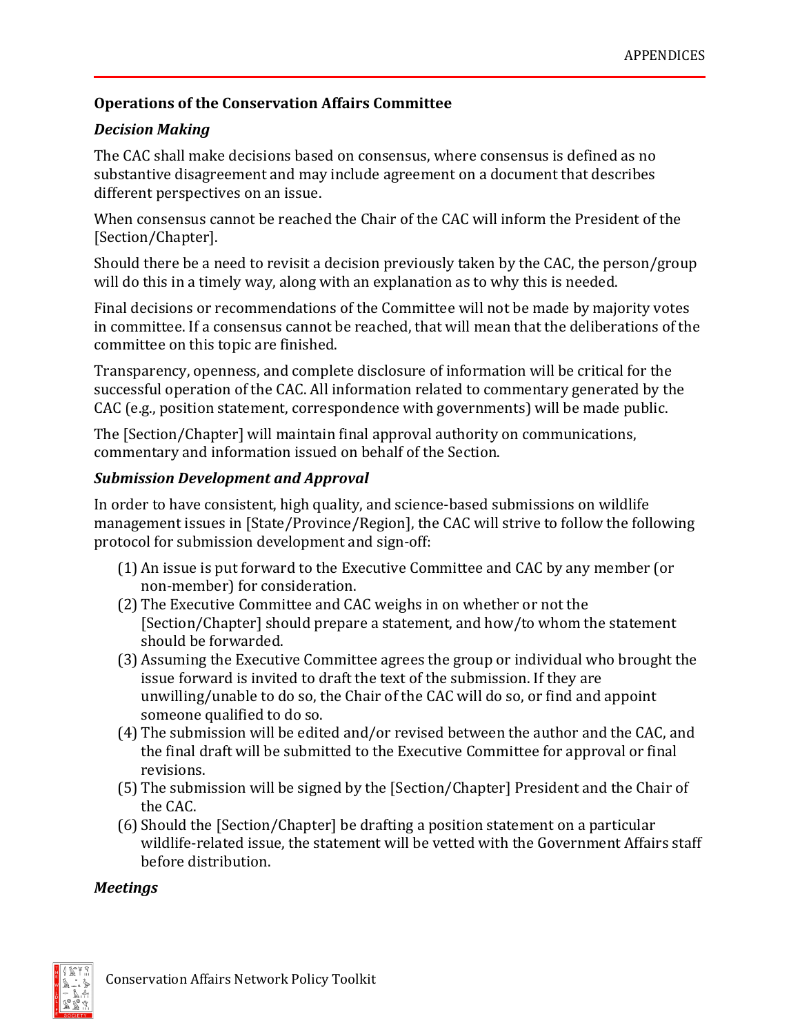**Operations of the Conservation Affairs Committee**

***Decision Making***

The CAC shall make decisions based on consensus, where consensus is defined as no substantive disagreement and may include agreement on a document that describes different perspectives on an issue.

When consensus cannot be reached the Chair of the CAC will inform the President of the [Section/Chapter].

Should there be a need to revisit a decision previously taken by the CAC, the person/group will do this in a timely way, along with an explanation as to why this is needed.

Final decisions or recommendations of the Committee will not be made by majority votes in committee. If a consensus cannot be reached, that will mean that the deliberations of the committee on this topic are finished.

Transparency, openness, and complete disclosure of information will be critical for the successful operation of the CAC. All information related to commentary generated by the CAC (e.g., position statement, correspondence with governments) will be made public.

The [Section/Chapter] will maintain final approval authority on communications, commentary and information issued on behalf of the Section.

***Submission Development and Approval***

In order to have consistent, high quality, and science-based submissions on wildlife management issues in [State/Province/Region], the CAC will strive to follow the following protocol for submission development and sign-off:

(1) An issue is put forward to the Executive Committee and CAC by any member (or non-member) for consideration.
(2) The Executive Committee and CAC weighs in on whether or not the [Section/Chapter] should prepare a statement, and how/to whom the statement should be forwarded.
(3) Assuming the Executive Committee agrees the group or individual who brought the issue forward is invited to draft the text of the submission. If they are unwilling/unable to do so, the Chair of the CAC will do so, or find and appoint someone qualified to do so.
(4) The submission will be edited and/or revised between the author and the CAC, and the final draft will be submitted to the Executive Committee for approval or final revisions.
(5) The submission will be signed by the [Section/Chapter] President and the Chair of the CAC.
(6) Should the [Section/Chapter] be drafting a position statement on a particular wildlife-related issue, the statement will be vetted with the Government Affairs staff before distribution.

***Meetings***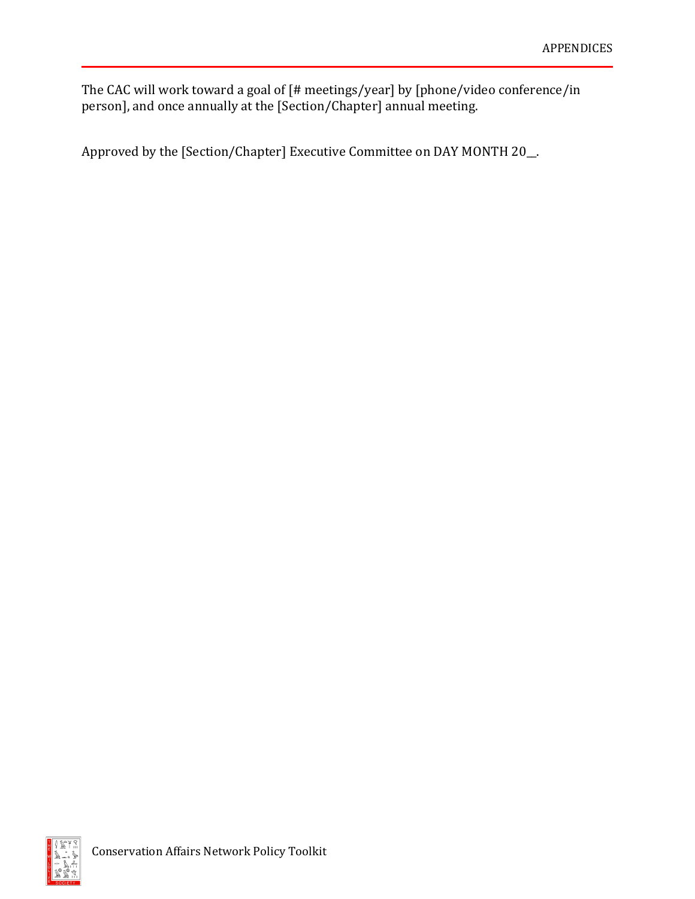The CAC will work toward a goal of [# meetings/year] by [phone/video conference/in person], and once annually at the [Section/Chapter] annual meeting.

Approved by the [Section/Chapter] Executive Committee on DAY MONTH 20__.